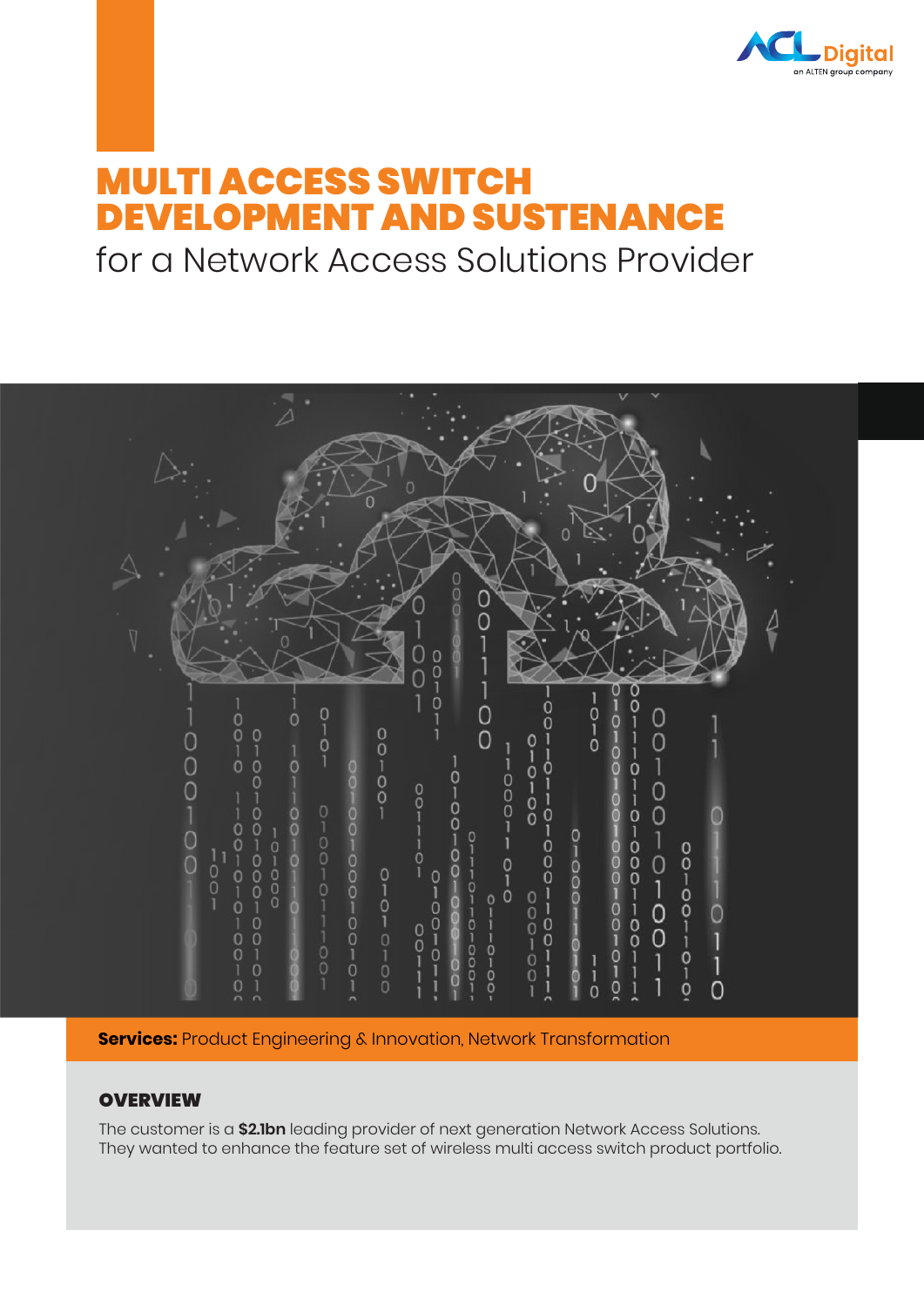# MULTI ACCESS SWITCH DEVELOPMENT AND SUSTENANCE

for a Network Access Solutions Provider

**Services:** Product Engineering & Innovation, Network Transformation

## OVERVIEW

The customer is a **$2.1bn** leading provider of next generation Network Access Solutions. They wanted to enhance the feature set of wireless multi access switch product portfolio.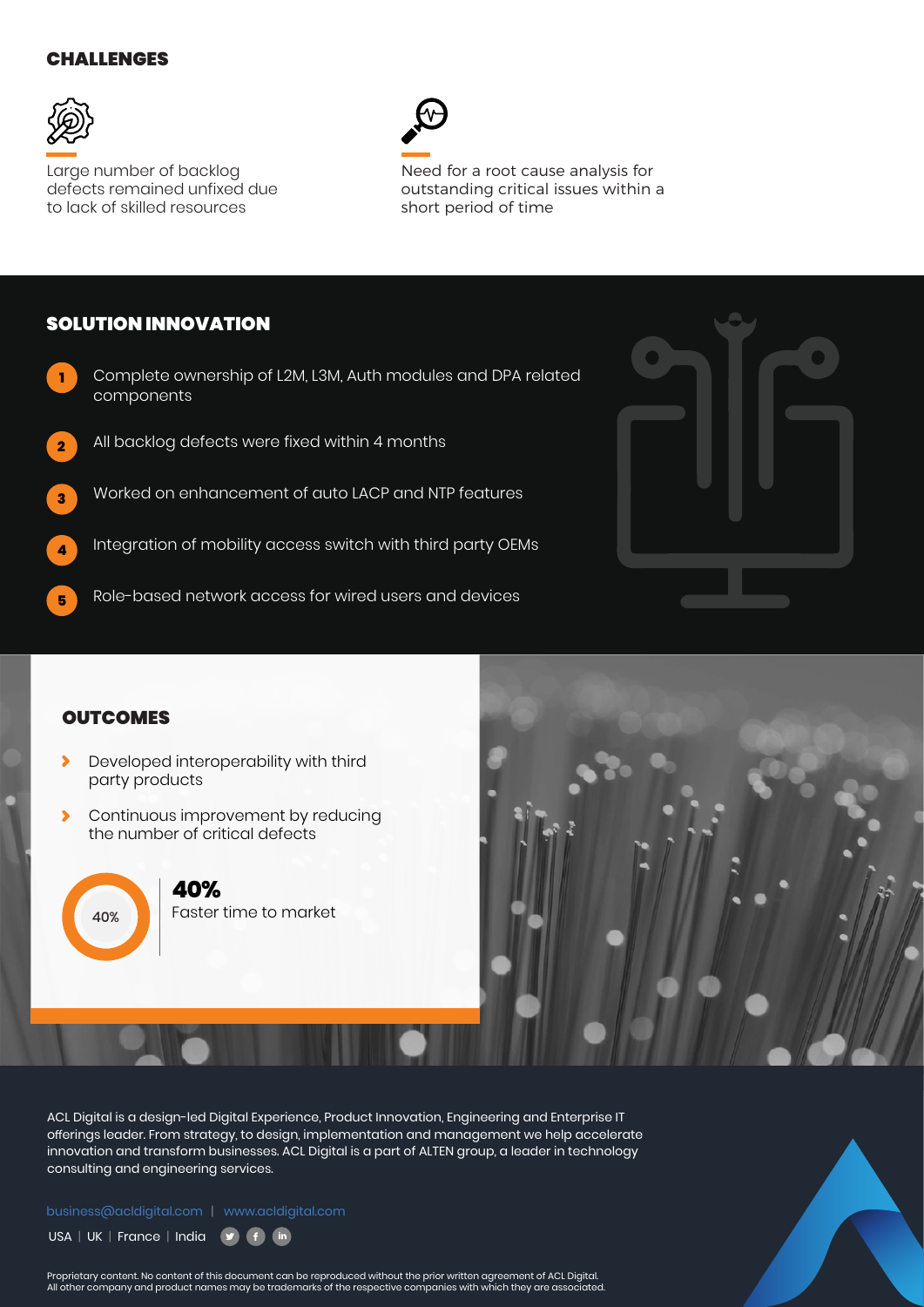## CHALLENGES

Large number of backlog defects remained unfixed due to lack of skilled resources

Need for a root cause analysis for outstanding critical issues within a short period of time

## SOLUTION INNOVATION

1. Complete ownership of L2M, L3M, Auth modules and DPA related components
2. All backlog defects were fixed within 4 months
3. Worked on enhancement of auto LACP and NTP features
4. Integration of mobility access switch with third party OEMs
5. Role-based network access for wired users and devices

## OUTCOMES

- Developed interoperability with third party products
- Continuous improvement by reducing the number of critical defects

40%

**40%**
Faster time to market

ACL Digital is a design-led Digital Experience, Product Innovation, Engineering and Enterprise IT offerings leader. From strategy, to design, implementation and management we help accelerate innovation and transform businesses. ACL Digital is a part of ALTEN group, a leader in technology consulting and engineering services.

business@acldigital.com | www.acldigital.com

USA | UK | France | India

Proprietary content. No content of this document can be reproduced without the prior written agreement of ACL Digital.
All other company and product names may be trademarks of the respective companies with which they are associated.